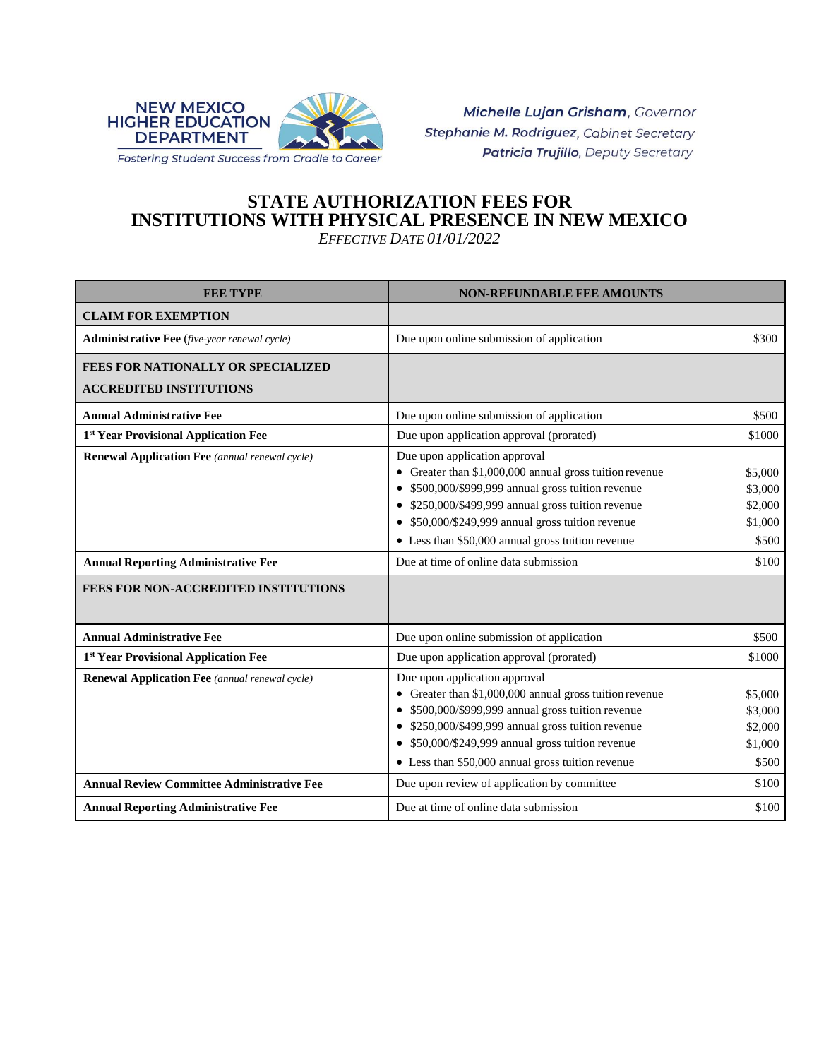NEW MEXICO HIGHER EDUCATION DEPARTMENT

*Fostering Student Success from Cradle to Career*

***Michelle Lujan Grisham**, Governor*
***Stephanie M. Rodriguez**, Cabinet Secretary*
***Patricia Trujillo**, Deputy Secretary*

# STATE AUTHORIZATION FEES FOR INSTITUTIONS WITH PHYSICAL PRESENCE IN NEW MEXICO

*EFFECTIVE DATE 01/01/2022*

| FEE TYPE | NON-REFUNDABLE FEE AMOUNTS | |
|---|---|---|
| **CLAIM FOR EXEMPTION** | | |
| **Administrative Fee** (*five-year renewal cycle*) | Due upon online submission of application | $300 |
| **FEES FOR NATIONALLY OR SPECIALIZED ACCREDITED INSTITUTIONS** | | |
| **Annual Administrative Fee** | Due upon online submission of application | $500 |
| **1st Year Provisional Application Fee** | Due upon application approval (prorated) | $1000 |
| **Renewal Application Fee** (*annual renewal cycle*) | Due upon application approval | |
| | • Greater than $1,000,000 annual gross tuition revenue | $5,000 |
| | • $500,000/$999,999 annual gross tuition revenue | $3,000 |
| | • $250,000/$499,999 annual gross tuition revenue | $2,000 |
| | • $50,000/$249,999 annual gross tuition revenue | $1,000 |
| | • Less than $50,000 annual gross tuition revenue | $500 |
| **Annual Reporting Administrative Fee** | Due at time of online data submission | $100 |
| **FEES FOR NON-ACCREDITED INSTITUTIONS** | | |
| **Annual Administrative Fee** | Due upon online submission of application | $500 |
| **1st Year Provisional Application Fee** | Due upon application approval (prorated) | $1000 |
| **Renewal Application Fee** (*annual renewal cycle*) | Due upon application approval | |
| | • Greater than $1,000,000 annual gross tuition revenue | $5,000 |
| | • $500,000/$999,999 annual gross tuition revenue | $3,000 |
| | • $250,000/$499,999 annual gross tuition revenue | $2,000 |
| | • $50,000/$249,999 annual gross tuition revenue | $1,000 |
| | • Less than $50,000 annual gross tuition revenue | $500 |
| **Annual Review Committee Administrative Fee** | Due upon review of application by committee | $100 |
| **Annual Reporting Administrative Fee** | Due at time of online data submission | $100 |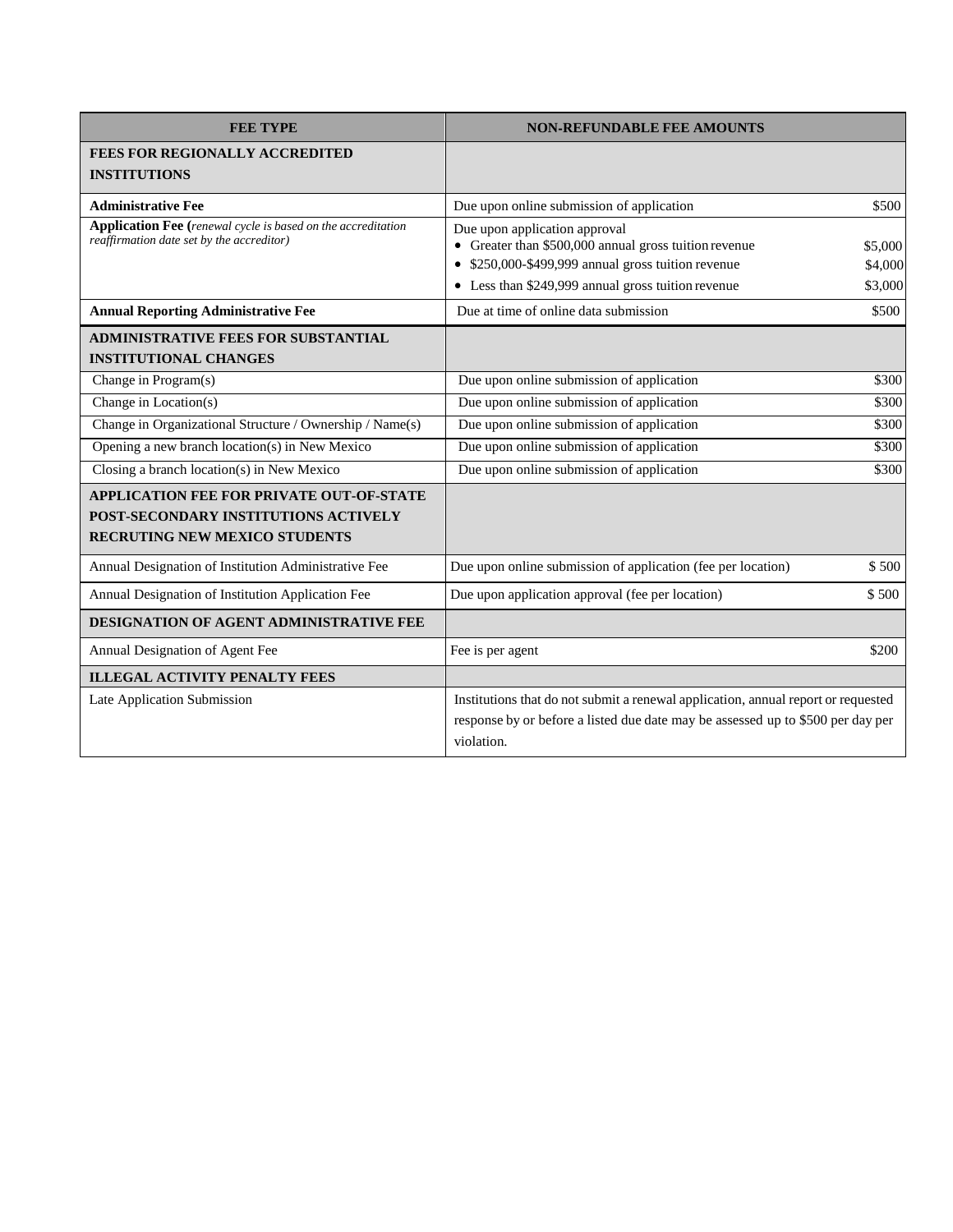| FEE TYPE | NON-REFUNDABLE FEE AMOUNTS | |
|---|---|---|
| **FEES FOR REGIONALLY ACCREDITED INSTITUTIONS** | | |
| **Administrative Fee** | Due upon online submission of application | $500 |
| **Application Fee (***renewal cycle is based on the accreditation reaffirmation date set by the accreditor)* | Due upon application approval<br>• Greater than $500,000 annual gross tuition revenue<br>• $250,000-$499,999 annual gross tuition revenue<br>• Less than $249,999 annual gross tuition revenue | <br>$5,000<br>$4,000<br>$3,000 |
| **Annual Reporting Administrative Fee** | Due at time of online data submission | $500 |
| **ADMINISTRATIVE FEES FOR SUBSTANTIAL INSTITUTIONAL CHANGES** | | |
| Change in Program(s) | Due upon online submission of application | $300 |
| Change in Location(s) | Due upon online submission of application | $300 |
| Change in Organizational Structure / Ownership / Name(s) | Due upon online submission of application | $300 |
| Opening a new branch location(s) in New Mexico | Due upon online submission of application | $300 |
| Closing a branch location(s) in New Mexico | Due upon online submission of application | $300 |
| **APPLICATION FEE FOR PRIVATE OUT-OF-STATE POST-SECONDARY INSTITUTIONS ACTIVELY RECRUTING NEW MEXICO STUDENTS** | | |
| Annual Designation of Institution Administrative Fee | Due upon online submission of application (fee per location) | $ 500 |
| Annual Designation of Institution Application Fee | Due upon application approval (fee per location) | $ 500 |
| **DESIGNATION OF AGENT ADMINISTRATIVE FEE** | | |
| Annual Designation of Agent Fee | Fee is per agent | $200 |
| **ILLEGAL ACTIVITY PENALTY FEES** | | |
| Late Application Submission | Institutions that do not submit a renewal application, annual report or requested response by or before a listed due date may be assessed up to $500 per day per violation. | |